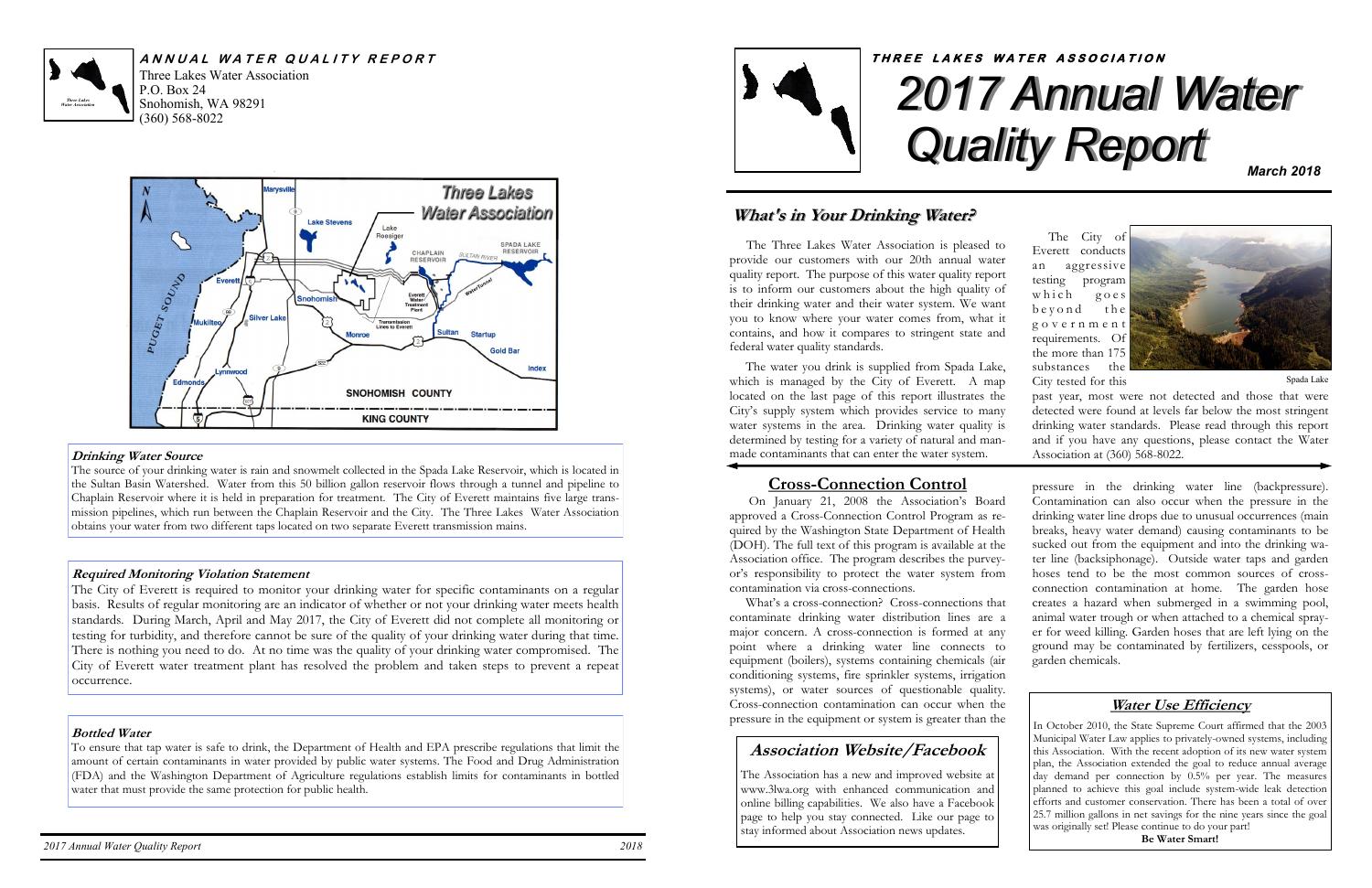***ANNUAL WATER QUALITY REPORT***

Three Lakes Water Association
P.O. Box 24
Snohomish, WA 98291
(360) 568-8022

### Drinking Water Source

The source of your drinking water is rain and snowmelt collected in the Spada Lake Reservoir, which is located in the Sultan Basin Watershed. Water from this 50 billion gallon reservoir flows through a tunnel and pipeline to Chaplain Reservoir where it is held in preparation for treatment. The City of Everett maintains five large transmission pipelines, which run between the Chaplain Reservoir and the City. The Three Lakes Water Association obtains your water from two different taps located on two separate Everett transmission mains.

### Required Monitoring Violation Statement

The City of Everett is required to monitor your drinking water for specific contaminants on a regular basis. Results of regular monitoring are an indicator of whether or not your drinking water meets health standards. During March, April and May 2017, the City of Everett did not complete all monitoring or testing for turbidity, and therefore cannot be sure of the quality of your drinking water during that time. There is nothing you need to do. At no time was the quality of your drinking water compromised. The City of Everett water treatment plant has resolved the problem and taken steps to prevent a repeat occurrence.

### Bottled Water

To ensure that tap water is safe to drink, the Department of Health and EPA prescribe regulations that limit the amount of certain contaminants in water provided by public water systems. The Food and Drug Administration (FDA) and the Washington Department of Agriculture regulations establish limits for contaminants in bottled water that must provide the same protection for public health.

***THREE LAKES WATER ASSOCIATION***

# 2017 Annual Water Quality Report

***March 2018***

## What's in Your Drinking Water?

The Three Lakes Water Association is pleased to provide our customers with our 20th annual water quality report. The purpose of this water quality report is to inform our customers about the high quality of their drinking water and their water system. We want you to know where your water comes from, what it contains, and how it compares to stringent state and federal water quality standards.

The water you drink is supplied from Spada Lake, which is managed by the City of Everett. A map located on the last page of this report illustrates the City's supply system which provides service to many water systems in the area. Drinking water quality is determined by testing for a variety of natural and man-made contaminants that can enter the water system.

The City of Everett conducts an aggressive testing program which goes beyond the government requirements. Of the more than 175 substances the City tested for this past year, most were not detected and those that were detected were found at levels far below the most stringent drinking water standards. Please read through this report and if you have any questions, please contact the Water Association at (360) 568-8022.

Spada Lake

## Cross-Connection Control

On January 21, 2008 the Association's Board approved a Cross-Connection Control Program as required by the Washington State Department of Health (DOH). The full text of this program is available at the Association office. The program describes the purveyor's responsibility to protect the water system from contamination via cross-connections.

What's a cross-connection? Cross-connections that contaminate drinking water distribution lines are a major concern. A cross-connection is formed at any point where a drinking water line connects to equipment (boilers), systems containing chemicals (air conditioning systems, fire sprinkler systems, irrigation systems), or water sources of questionable quality. Cross-connection contamination can occur when the pressure in the equipment or system is greater than the pressure in the drinking water line (backpressure). Contamination can also occur when the pressure in the drinking water line drops due to unusual occurrences (main breaks, heavy water demand) causing contaminants to be sucked out from the equipment and into the drinking water line (backsiphonage). Outside water taps and garden hoses tend to be the most common sources of cross-connection contamination at home. The garden hose creates a hazard when submerged in a swimming pool, animal water trough or when attached to a chemical sprayer for weed killing. Garden hoses that are left lying on the ground may be contaminated by fertilizers, cesspools, or garden chemicals.

## Association Website/Facebook

The Association has a new and improved website at www.3lwa.org with enhanced communication and online billing capabilities. We also have a Facebook page to help you stay connected. Like our page to stay informed about Association news updates.

## Water Use Efficiency

In October 2010, the State Supreme Court affirmed that the 2003 Municipal Water Law applies to privately-owned systems, including this Association. With the recent adoption of its new water system plan, the Association extended the goal to reduce annual average day demand per connection by 0.5% per year. The measures planned to achieve this goal include system-wide leak detection efforts and customer conservation. There has been a total of over 25.7 million gallons in net savings for the nine years since the goal was originally set! Please continue to do your part!

**Be Water Smart!**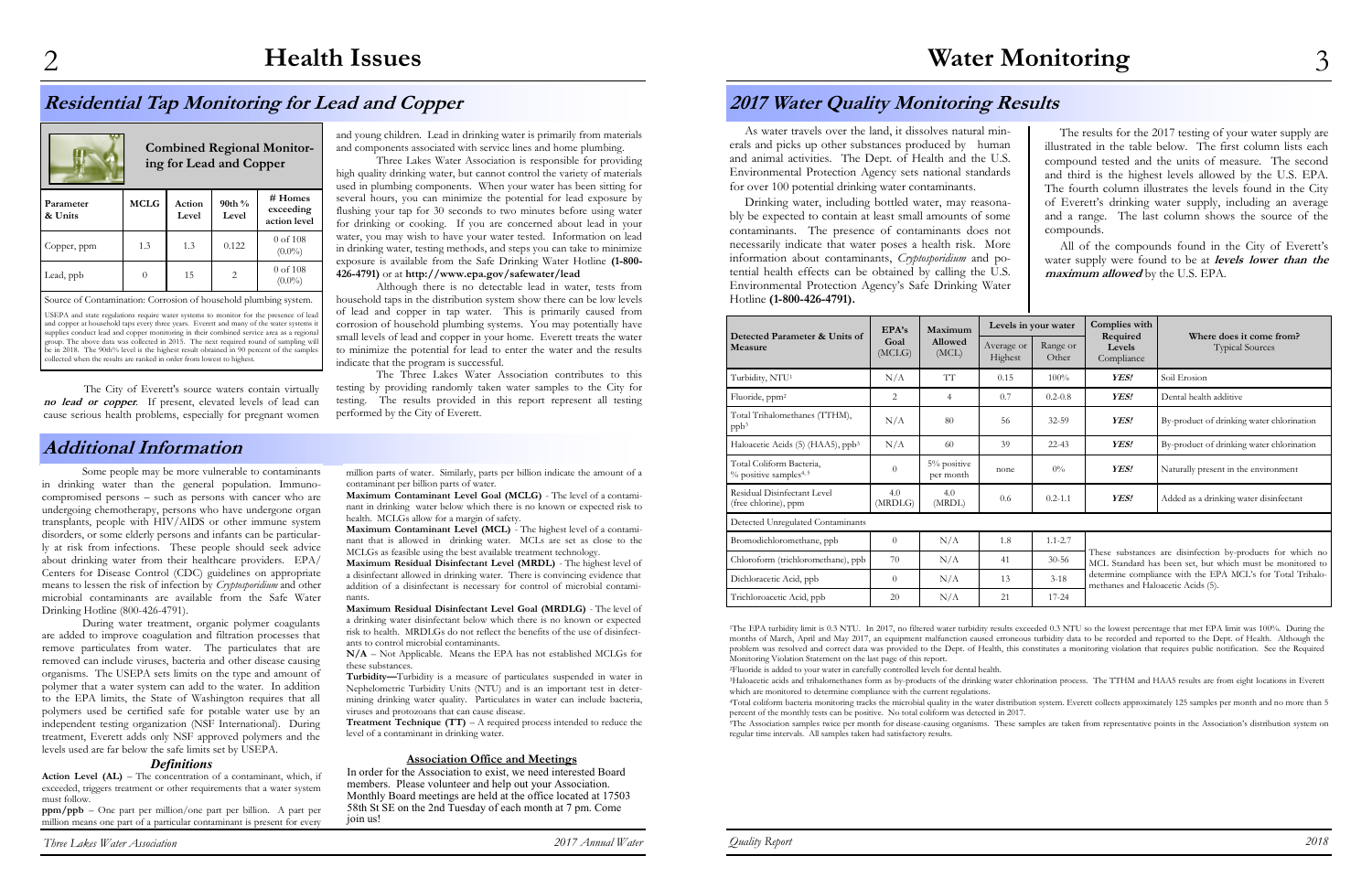# Health Issues

## Residential Tap Monitoring for Lead and Copper

**Combined Regional Monitoring for Lead and Copper**

| Parameter & Units | MCLG | Action Level | 90th % Level | # Homes exceeding action level |
|---|---|---|---|---|
| Copper, ppm | 1.3 | 1.3 | 0.122 | 0 of 108 (0.0%) |
| Lead, ppb | 0 | 15 | 2 | 0 of 108 (0.0%) |

Source of Contamination: Corrosion of household plumbing system.

USEPA and state regulations require water systems to monitor for the presence of lead and copper at household taps every three years. Everett and many of the water systems it supplies conduct lead and copper monitoring in their combined service area as a regional group. The above data was collected in 2015. The next required round of sampling will be in 2018. The 90th% level is the highest result obtained in 90 percent of the samples collected when the results are ranked in order from lowest to highest.

The City of Everett's source waters contain virtually ***no lead or copper***. If present, elevated levels of lead can cause serious health problems, especially for pregnant women and young children. Lead in drinking water is primarily from materials and components associated with service lines and home plumbing.

Three Lakes Water Association is responsible for providing high quality drinking water, but cannot control the variety of materials used in plumbing components. When your water has been sitting for several hours, you can minimize the potential for lead exposure by flushing your tap for 30 seconds to two minutes before using water for drinking or cooking. If you are concerned about lead in your water, you may wish to have your water tested. Information on lead in drinking water, testing methods, and steps you can take to minimize exposure is available from the Safe Drinking Water Hotline **(1-800-426-4791)** or at **http://www.epa.gov/safewater/lead**

Although there is no detectable lead in water, tests from household taps in the distribution system show there can be low levels of lead and copper in tap water. This is primarily caused from corrosion of household plumbing systems. You may potentially have small levels of lead and copper in your home. Everett treats the water to minimize the potential for lead to enter the water and the results indicate that the program is successful.

The Three Lakes Water Association contributes to this testing by providing randomly taken water samples to the City for testing. The results provided in this report represent all testing performed by the City of Everett.

## Additional Information

Some people may be more vulnerable to contaminants in drinking water than the general population. Immuno-compromised persons – such as persons with cancer who are undergoing chemotherapy, persons who have undergone organ transplants, people with HIV/AIDS or other immune system disorders, or some elderly persons and infants can be particularly at risk from infections. These people should seek advice about drinking water from their healthcare providers. EPA/Centers for Disease Control (CDC) guidelines on appropriate means to lessen the risk of infection by *Cryptosporidium* and other microbial contaminants are available from the Safe Water Drinking Hotline (800-426-4791).

During water treatment, organic polymer coagulants are added to improve coagulation and filtration processes that remove particulates from water. The particulates that are removed can include viruses, bacteria and other disease causing organisms. The USEPA sets limits on the type and amount of polymer that a water system can add to the water. In addition to the EPA limits, the State of Washington requires that all polymers used be certified safe for potable water use by an independent testing organization (NSF International). During treatment, Everett adds only NSF approved polymers and the levels used are far below the safe limits set by USEPA.

### *Definitions*

**Action Level (AL)** – The concentration of a contaminant, which, if exceeded, triggers treatment or other requirements that a water system must follow.

**ppm/ppb** – One part per million/one part per billion. A part per million means one part of a particular contaminant is present for every million parts of water. Similarly, parts per billion indicate the amount of a contaminant per billion parts of water.

**Maximum Contaminant Level Goal (MCLG)** - The level of a contaminant in drinking water below which there is no known or expected risk to health. MCLGs allow for a margin of safety.

**Maximum Contaminant Level (MCL)** - The highest level of a contaminant that is allowed in drinking water. MCLs are set as close to the MCLGs as feasible using the best available treatment technology.

**Maximum Residual Disinfectant Level (MRDL)** - The highest level of a disinfectant allowed in drinking water. There is convincing evidence that addition of a disinfectant is necessary for control of microbial contaminants.

**Maximum Residual Disinfectant Level Goal (MRDLG)** - The level of a drinking water disinfectant below which there is no known or expected risk to health. MRDLGs do not reflect the benefits of the use of disinfectants to control microbial contaminants.

**N/A** – Not Applicable. Means the EPA has not established MCLGs for these substances.

**Turbidity**—Turbidity is a measure of particulates suspended in water in Nephelometric Turbidity Units (NTU) and is an important test in determining drinking water quality. Particulates in water can include bacteria, viruses and protozoans that can cause disease.

**Treatment Technique (TT)** – A required process intended to reduce the level of a contaminant in drinking water.

### Association Office and Meetings

In order for the Association to exist, we need interested Board members. Please volunteer and help out your Association. Monthly Board meetings are held at the office located at 17503 58th St SE on the 2nd Tuesday of each month at 7 pm. Come join us!

# Water Monitoring

## 2017 Water Quality Monitoring Results

As water travels over the land, it dissolves natural minerals and picks up other substances produced by human and animal activities. The Dept. of Health and the U.S. Environmental Protection Agency sets national standards for over 100 potential drinking water contaminants.

Drinking water, including bottled water, may reasonably be expected to contain at least small amounts of some contaminants. The presence of contaminants does not necessarily indicate that water poses a health risk. More information about contaminants, *Cryptosporidium* and potential health effects can be obtained by calling the U.S. Environmental Protection Agency's Safe Drinking Water Hotline **(1-800-426-4791).**

The results for the 2017 testing of your water supply are illustrated in the table below. The first column lists each compound tested and the units of measure. The second and third is the highest levels allowed by the U.S. EPA. The fourth column illustrates the levels found in the City of Everett's drinking water supply, including an average and a range. The last column shows the source of the compounds.

All of the compounds found in the City of Everett's water supply were found to be at ***levels lower than the maximum allowed*** by the U.S. EPA.

| Detected Parameter & Units of Measure | EPA's Goal (MCLG) | Maximum Allowed (MCL) | Levels in your water | | Complies with Required Levels Compliance | Where does it come from? Typical Sources |
|---|---|---|---|---|---|---|
| | | | Average or Highest | Range or Other | | |
| Turbidity, NTU[1] | N/A | TT | 0.15 | 100% | ***YES!*** | Soil Erosion |
| Fluoride, ppm[2] | 2 | 4 | 0.7 | 0.2-0.8 | ***YES!*** | Dental health additive |
| Total Trihalomethanes (TTHM), ppb[3] | N/A | 80 | 56 | 32-59 | ***YES!*** | By-product of drinking water chlorination |
| Haloacetic Acids (5) (HAA5), ppb[3] | N/A | 60 | 39 | 22-43 | ***YES!*** | By-product of drinking water chlorination |
| Total Coliform Bacteria, % positive samples[4, 5] | 0 | 5% positive per month | none | 0% | ***YES!*** | Naturally present in the environment |
| Residual Disinfectant Level (free chlorine), ppm | 4.0 (MRDLG) | 4.0 (MRDL) | 0.6 | 0.2-1.1 | ***YES!*** | Added as a drinking water disinfectant |
| Detected Unregulated Contaminants | | | | | | |
| Bromodichloromethane, ppb | 0 | N/A | 1.8 | 1.1-2.7 | These substances are disinfection by-products for which no MCL Standard has been set, but which must be monitored to determine compliance with the EPA MCL's for Total Trihalomethanes and Haloacetic Acids (5). | |
| Chloroform (trichloromethane), ppb | 70 | N/A | 41 | 30-56 | | |
| Dichloracetic Acid, ppb | 0 | N/A | 13 | 3-18 | | |
| Trichloroacetic Acid, ppb | 20 | N/A | 21 | 17-24 | | |

[1]The EPA turbidity limit is 0.3 NTU. In 2017, no filtered water turbidity results exceeded 0.3 NTU so the lowest percentage that met EPA limit was 100%. During the months of March, April and May 2017, an equipment malfunction caused erroneous turbidity data to be recorded and reported to the Dept. of Health. Although the problem was resolved and correct data was provided to the Dept. of Health, this constitutes a monitoring violation that requires public notification. See the Required Monitoring Violation Statement on the last page of this report.

[2]Fluoride is added to your water in carefully controlled levels for dental health.

[3]Haloacetic acids and trihalomethanes form as by-products of the drinking water chlorination process. The TTHM and HAA5 results are from eight locations in Everett which are monitored to determine compliance with the current regulations.

[4]Total coliform bacteria monitoring tracks the microbial quality in the water distribution system. Everett collects approximately 125 samples per month and no more than 5 percent of the monthly tests can be positive. No total coliform was detected in 2017.

[5]The Association samples twice per month for disease-causing organisms. These samples are taken from representative points in the Association's distribution system on regular time intervals. All samples taken had satisfactory results.